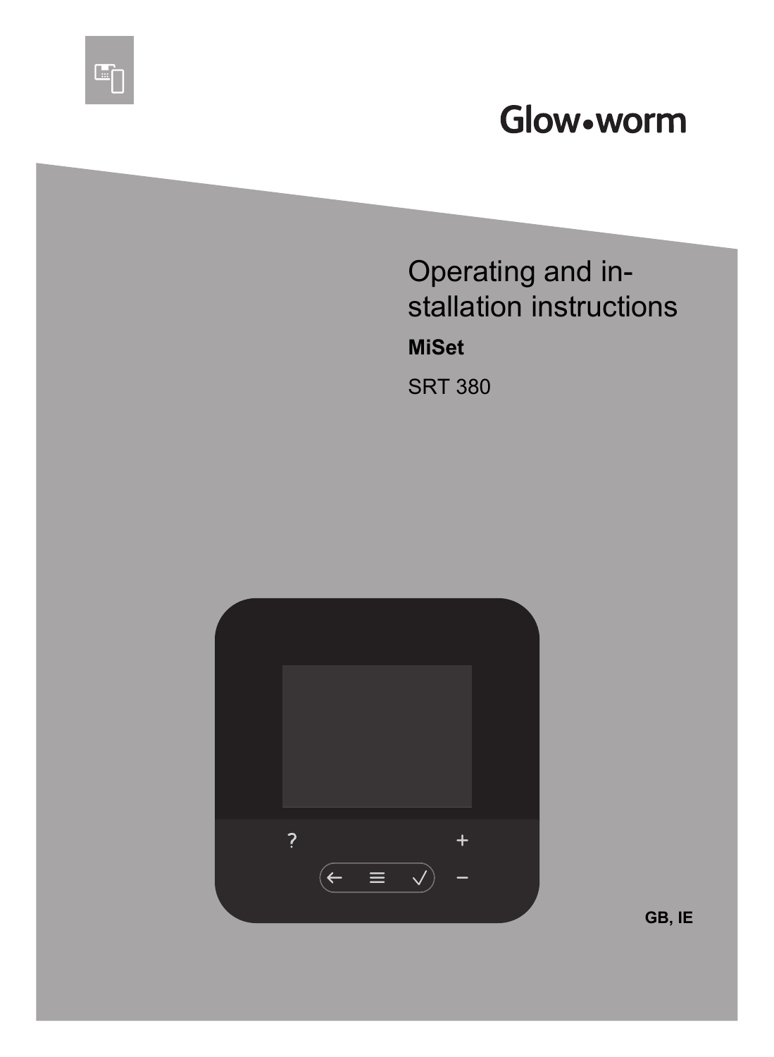Glow•worm

# Operating and installation instructions

**MiSet**

SRT 380

GB, IE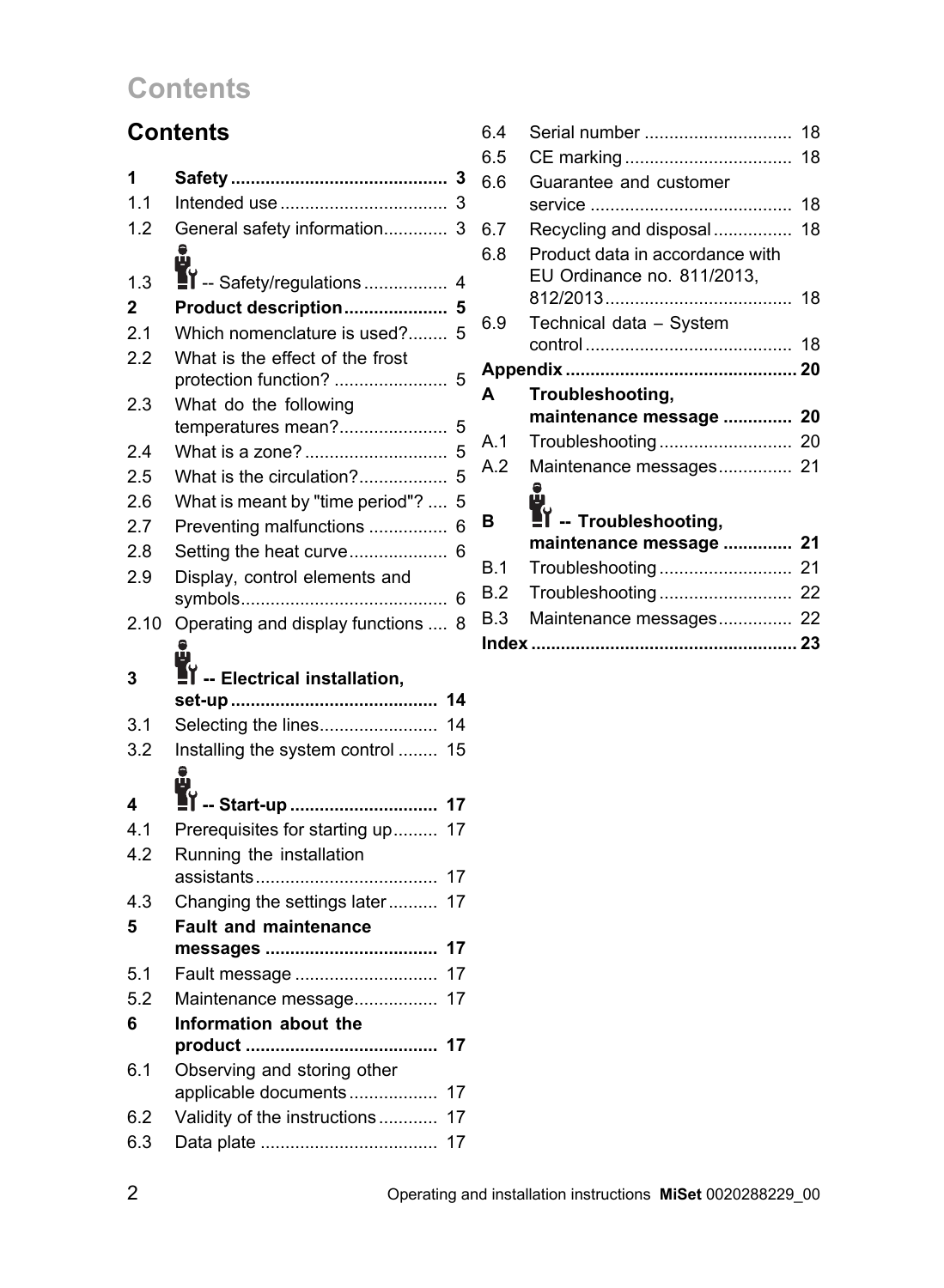# Contents

| | | |
|---|---|---|
| **1** | **Safety** | **3** |
| 1.1 | Intended use | 3 |
| 1.2 | General safety information | 3 |
| 1.3 | -- Safety/regulations | 4 |
| **2** | **Product description** | **5** |
| 2.1 | Which nomenclature is used? | 5 |
| 2.2 | What is the effect of the frost protection function? | 5 |
| 2.3 | What do the following temperatures mean? | 5 |
| 2.4 | What is a zone? | 5 |
| 2.5 | What is the circulation? | 5 |
| 2.6 | What is meant by "time period"? | 5 |
| 2.7 | Preventing malfunctions | 6 |
| 2.8 | Setting the heat curve | 6 |
| 2.9 | Display, control elements and symbols | 6 |
| 2.10 | Operating and display functions | 8 |
| **3** | **-- Electrical installation, set-up** | **14** |
| 3.1 | Selecting the lines | 14 |
| 3.2 | Installing the system control | 15 |
| **4** | **-- Start-up** | **17** |
| 4.1 | Prerequisites for starting up | 17 |
| 4.2 | Running the installation assistants | 17 |
| 4.3 | Changing the settings later | 17 |
| **5** | **Fault and maintenance messages** | **17** |
| 5.1 | Fault message | 17 |
| 5.2 | Maintenance message | 17 |
| **6** | **Information about the product** | **17** |
| 6.1 | Observing and storing other applicable documents | 17 |
| 6.2 | Validity of the instructions | 17 |
| 6.3 | Data plate | 17 |
| 6.4 | Serial number | 18 |
| 6.5 | CE marking | 18 |
| 6.6 | Guarantee and customer service | 18 |
| 6.7 | Recycling and disposal | 18 |
| 6.8 | Product data in accordance with EU Ordinance no. 811/2013, 812/2013 | 18 |
| 6.9 | Technical data – System control | 18 |
| **Appendix** | | **20** |
| **A** | **Troubleshooting, maintenance message** | **20** |
| A.1 | Troubleshooting | 20 |
| A.2 | Maintenance messages | 21 |
| **B** | **-- Troubleshooting, maintenance message** | **21** |
| B.1 | Troubleshooting | 21 |
| B.2 | Troubleshooting | 22 |
| B.3 | Maintenance messages | 22 |
| **Index** | | **23** |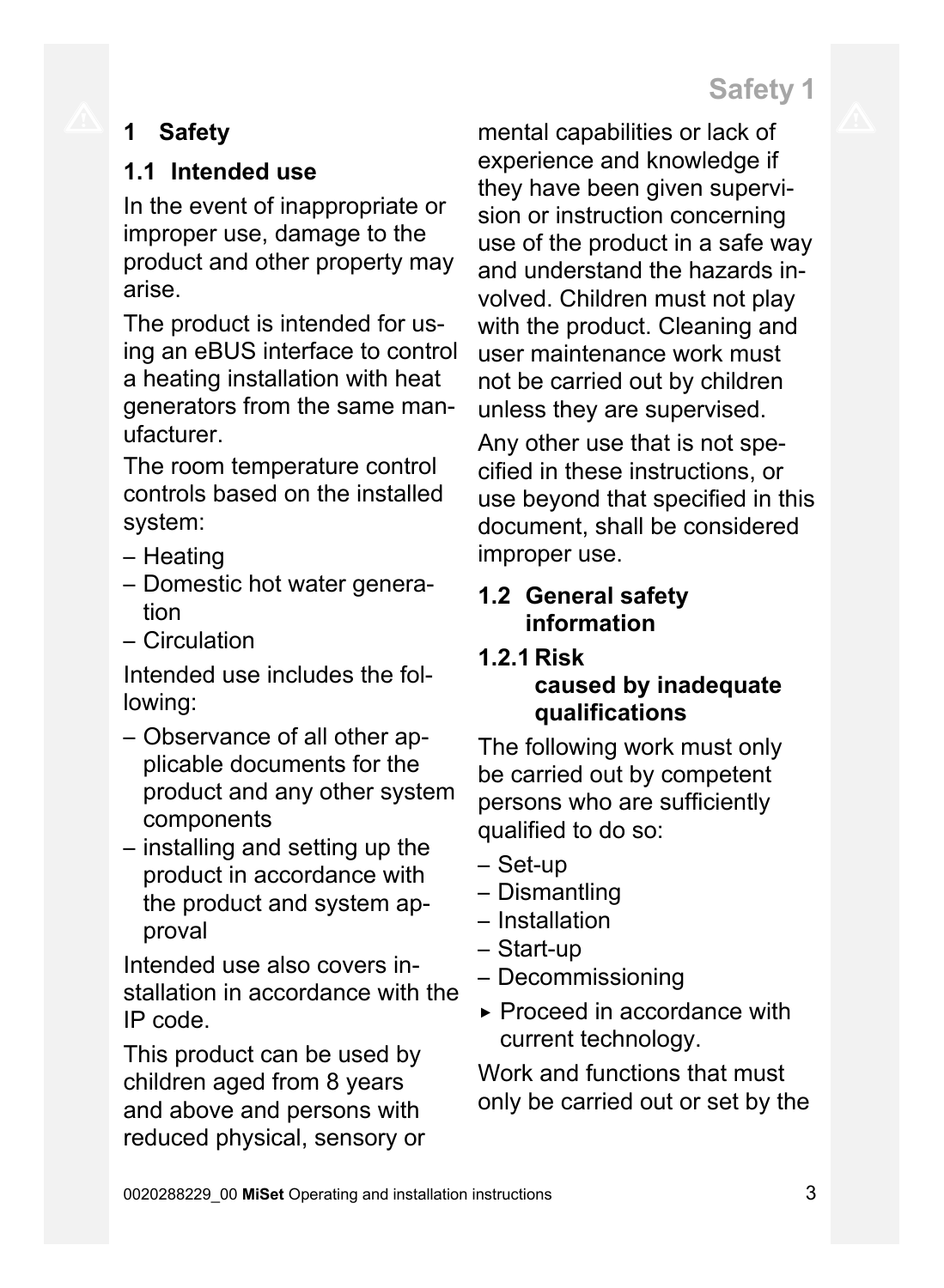# 1 Safety

## 1.1 Intended use

In the event of inappropriate or improper use, damage to the product and other property may arise.

The product is intended for using an eBUS interface to control a heating installation with heat generators from the same manufacturer.

The room temperature control controls based on the installed system:

– Heating
– Domestic hot water generation
– Circulation

Intended use includes the following:

– Observance of all other applicable documents for the product and any other system components
– installing and setting up the product in accordance with the product and system approval

Intended use also covers installation in accordance with the IP code.

This product can be used by children aged from 8 years and above and persons with reduced physical, sensory or mental capabilities or lack of experience and knowledge if they have been given supervision or instruction concerning use of the product in a safe way and understand the hazards involved. Children must not play with the product. Cleaning and user maintenance work must not be carried out by children unless they are supervised.

Any other use that is not specified in these instructions, or use beyond that specified in this document, shall be considered improper use.

## 1.2 General safety information

### 1.2.1 Risk caused by inadequate qualifications

The following work must only be carried out by competent persons who are sufficiently qualified to do so:

– Set-up
– Dismantling
– Installation
– Start-up
– Decommissioning

▸ Proceed in accordance with current technology.

Work and functions that must only be carried out or set by the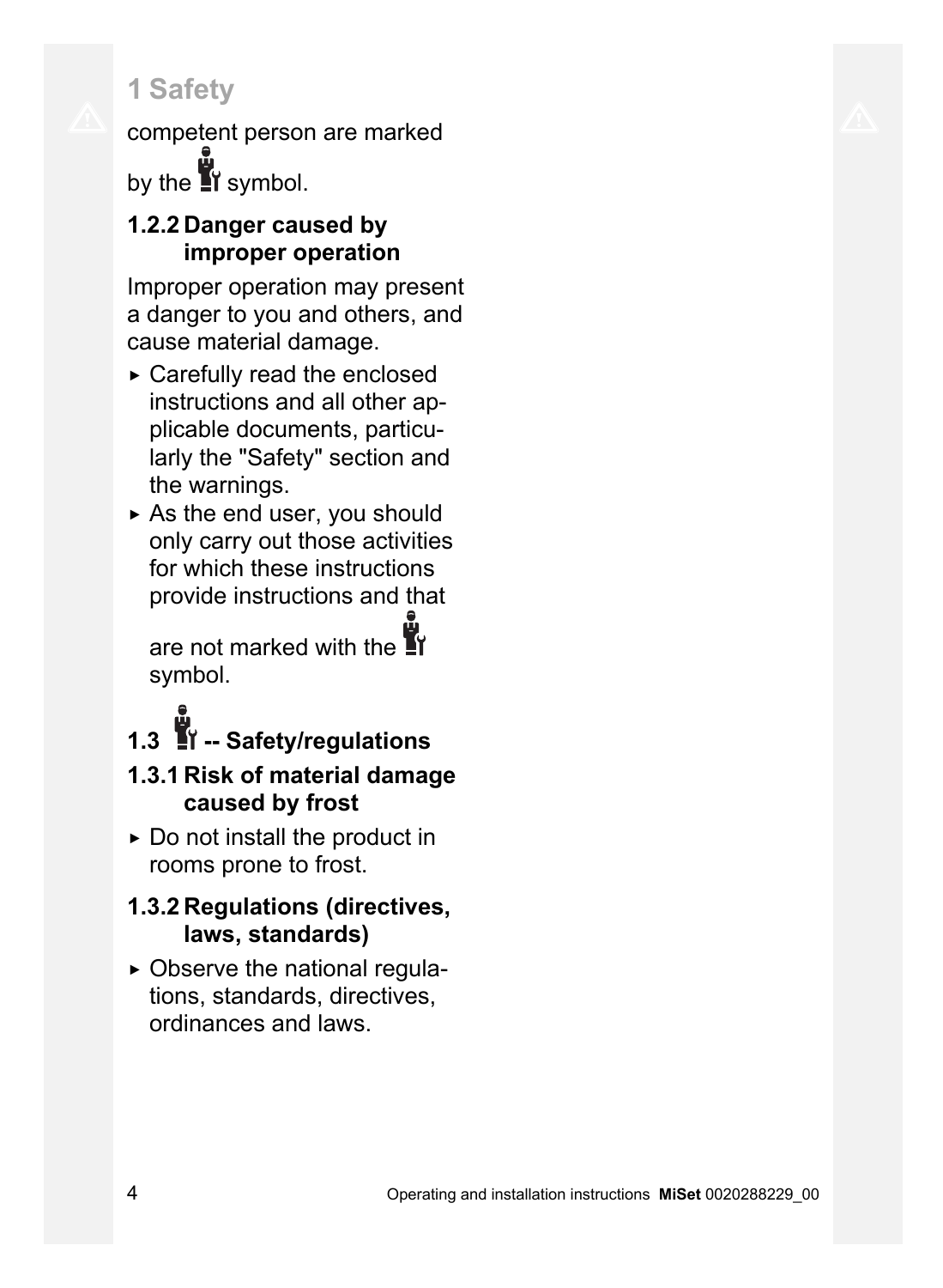competent person are marked by the 🔧 symbol.

### 1.2.2 Danger caused by improper operation

Improper operation may present a danger to you and others, and cause material damage.

- ▶ Carefully read the enclosed instructions and all other applicable documents, particularly the "Safety" section and the warnings.
- ▶ As the end user, you should only carry out those activities for which these instructions provide instructions and that are not marked with the 🔧 symbol.

## 1.3 🔧 -- Safety/regulations

### 1.3.1 Risk of material damage caused by frost

- ▶ Do not install the product in rooms prone to frost.

### 1.3.2 Regulations (directives, laws, standards)

- ▶ Observe the national regulations, standards, directives, ordinances and laws.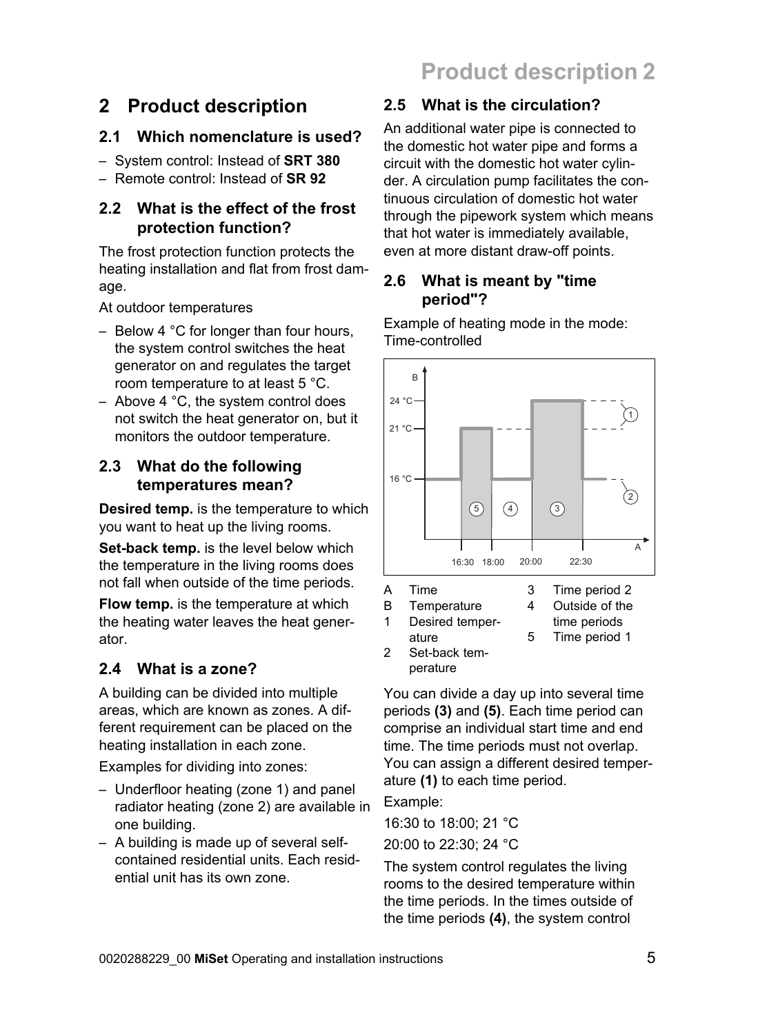## 2 Product description

### 2.1 Which nomenclature is used?

- System control: Instead of **SRT 380**
- Remote control: Instead of **SR 92**

### 2.2 What is the effect of the frost protection function?

The frost protection function protects the heating installation and flat from frost damage.

At outdoor temperatures

- Below 4 °C for longer than four hours, the system control switches the heat generator on and regulates the target room temperature to at least 5 °C.
- Above 4 °C, the system control does not switch the heat generator on, but it monitors the outdoor temperature.

### 2.3 What do the following temperatures mean?

**Desired temp.** is the temperature to which you want to heat up the living rooms.

**Set-back temp.** is the level below which the temperature in the living rooms does not fall when outside of the time periods.

**Flow temp.** is the temperature at which the heating water leaves the heat generator.

### 2.4 What is a zone?

A building can be divided into multiple areas, which are known as zones. A different requirement can be placed on the heating installation in each zone.

Examples for dividing into zones:

- Underfloor heating (zone 1) and panel radiator heating (zone 2) are available in one building.
- A building is made up of several self-contained residential units. Each residential unit has its own zone.

### 2.5 What is the circulation?

An additional water pipe is connected to the domestic hot water pipe and forms a circuit with the domestic hot water cylinder. A circulation pump facilitates the continuous circulation of domestic hot water through the pipework system which means that hot water is immediately available, even at more distant draw-off points.

### 2.6 What is meant by "time period"?

Example of heating mode in the mode: Time-controlled

A Time
B Temperature
1 Desired temperature
2 Set-back temperature
3 Time period 2
4 Outside of the time periods
5 Time period 1

You can divide a day up into several time periods **(3)** and **(5)**. Each time period can comprise an individual start time and end time. The time periods must not overlap. You can assign a different desired temperature **(1)** to each time period.

Example:

16:30 to 18:00; 21 °C

20:00 to 22:30; 24 °C

The system control regulates the living rooms to the desired temperature within the time periods. In the times outside of the time periods **(4)**, the system control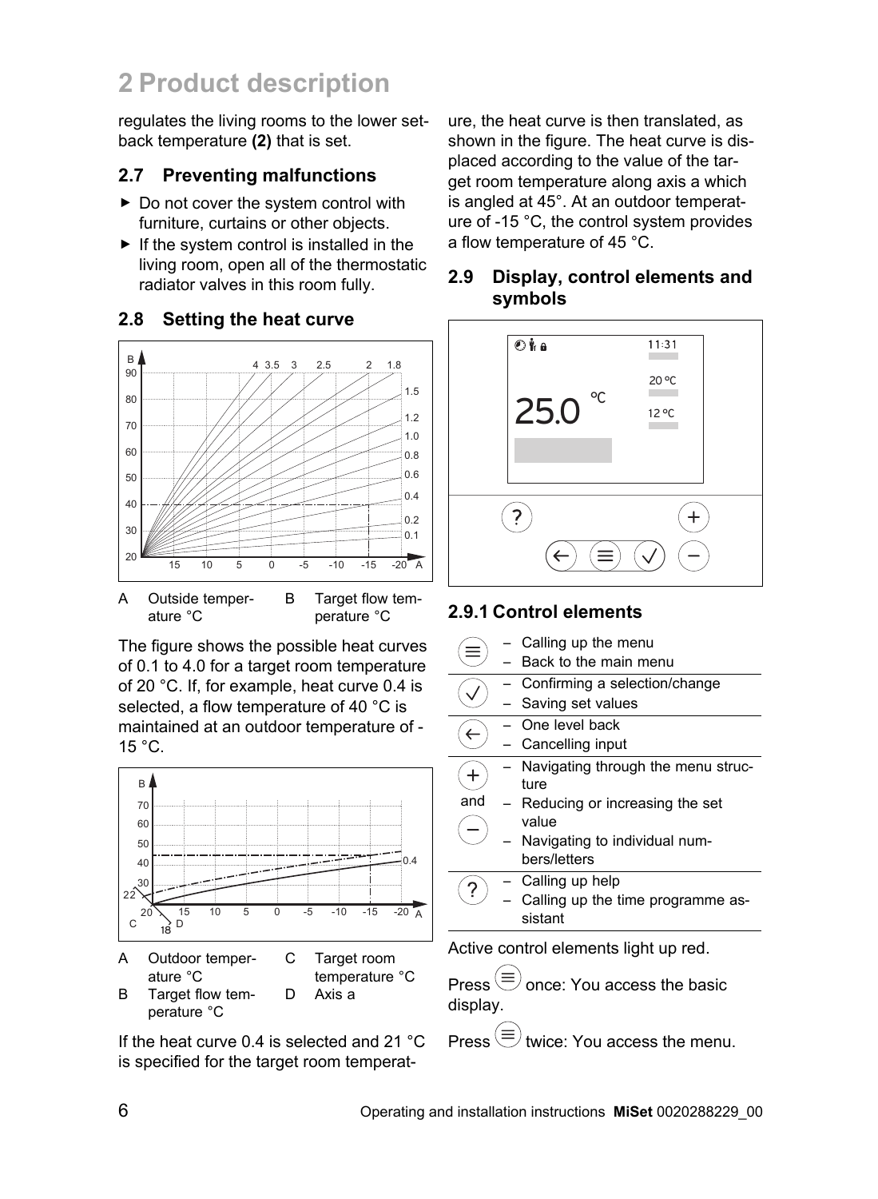## 2 Product description

regulates the living rooms to the lower setback temperature **(2)** that is set.

### 2.7 Preventing malfunctions

- Do not cover the system control with furniture, curtains or other objects.
- If the system control is installed in the living room, open all of the thermostatic radiator valves in this room fully.

### 2.8 Setting the heat curve

| A | Outside temperature °C | B | Target flow temperature °C |
|---|---|---|---|

The figure shows the possible heat curves of 0.1 to 4.0 for a target room temperature of 20 °C. If, for example, heat curve 0.4 is selected, a flow temperature of 40 °C is maintained at an outdoor temperature of -15 °C.

| A | Outdoor temperature °C | C | Target room temperature °C |
|---|---|---|---|
| B | Target flow temperature °C | D | Axis a |

If the heat curve 0.4 is selected and 21 °C is specified for the target room temperature, the heat curve is then translated, as shown in the figure. The heat curve is displaced according to the value of the target room temperature along axis a which is angled at 45°. At an outdoor temperature of -15 °C, the control system provides a flow temperature of 45 °C.

### 2.9 Display, control elements and symbols

#### 2.9.1 Control elements

| Button | Function |
|---|---|
| ≡ | – Calling up the menu<br>– Back to the main menu |
| ✓ | – Confirming a selection/change<br>– Saving set values |
| ← | – One level back<br>– Cancelling input |
| + and − | – Navigating through the menu structure<br>– Reducing or increasing the set value<br>– Navigating to individual numbers/letters |
| ? | – Calling up help<br>– Calling up the time programme assistant |

Active control elements light up red.

Press ≡ once: You access the basic display.

Press ≡ twice: You access the menu.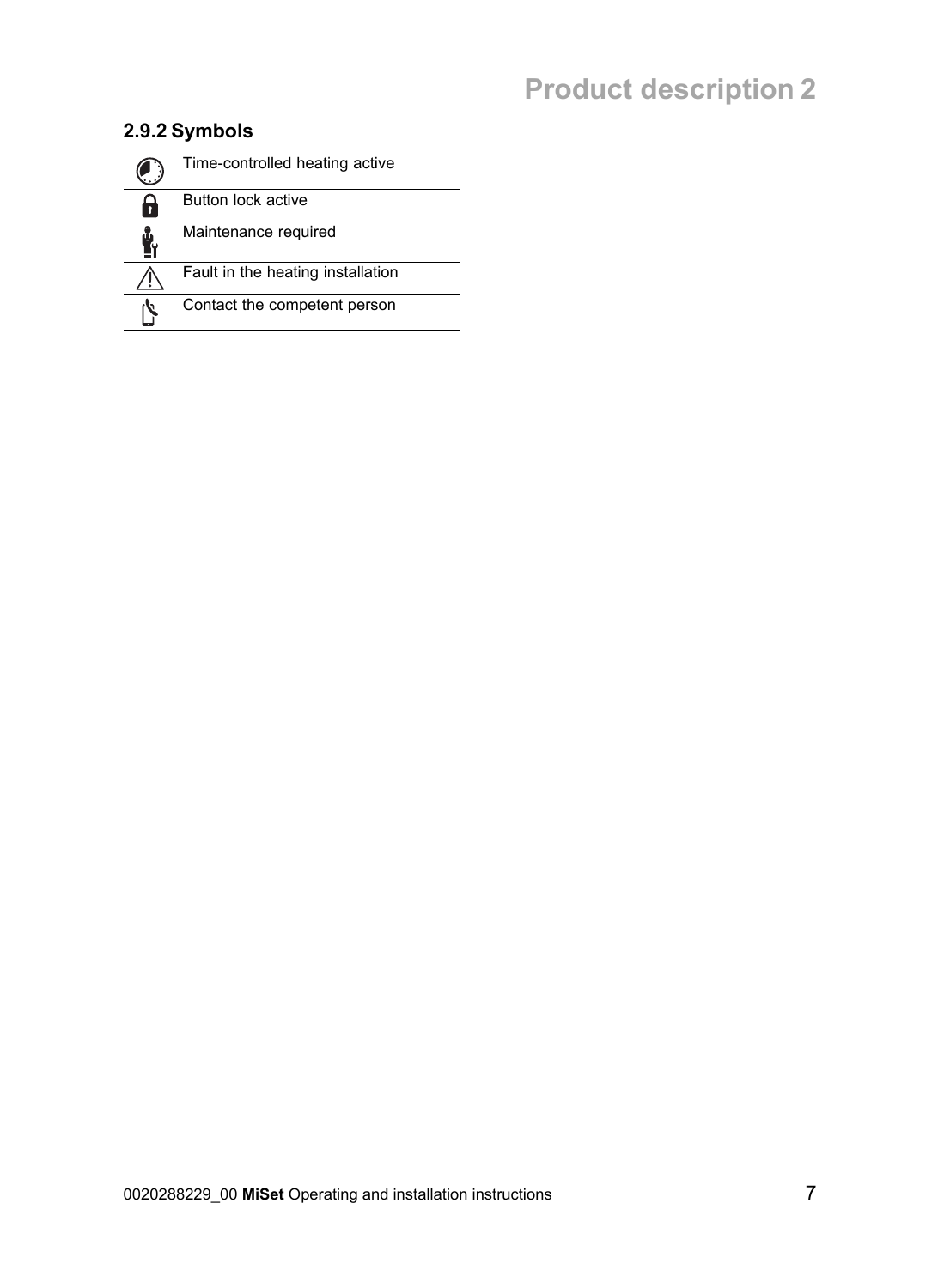### 2.9.2 Symbols

| | |
|---|---|
| | Time-controlled heating active |
| | Button lock active |
| | Maintenance required |
| | Fault in the heating installation |
| | Contact the competent person |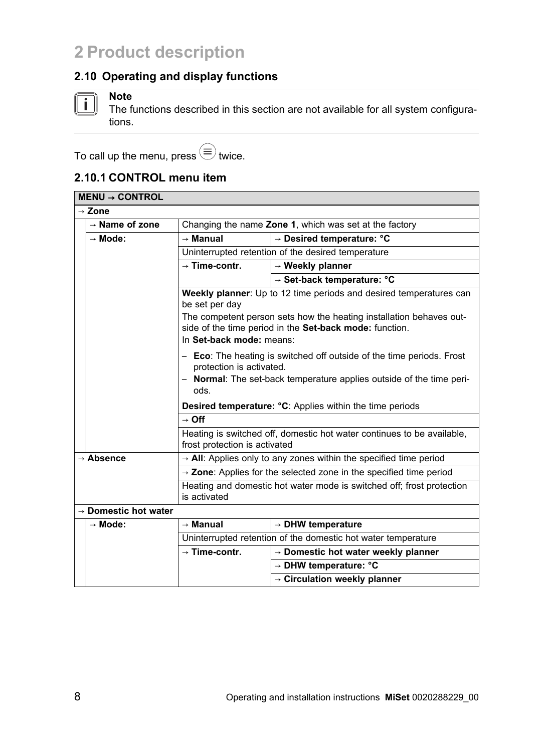# 2 Product description

## 2.10 Operating and display functions

> **Note**
> The functions described in this section are not available for all system configurations.

To call up the menu, press ☰ twice.

### 2.10.1 CONTROL menu item

| MENU → CONTROL | | | |
|---|---|---|---|
| → Zone | | | |
| | → Name of zone | Changing the name **Zone 1**, which was set at the factory | |
| | → Mode: | → Manual | → Desired temperature: °C |
| | | Uninterrupted retention of the desired temperature | |
| | | → Time-contr. | → Weekly planner |
| | | | → Set-back temperature: °C |
| | | **Weekly planner**: Up to 12 time periods and desired temperatures can be set per day<br>The competent person sets how the heating installation behaves outside of the time period in the **Set-back mode:** function.<br>In **Set-back mode:** means:<br>– **Eco**: The heating is switched off outside of the time periods. Frost protection is activated.<br>– **Normal**: The set-back temperature applies outside of the time periods.<br>**Desired temperature: °C**: Applies within the time periods | |
| | | → Off | |
| | | Heating is switched off, domestic hot water continues to be available, frost protection is activated | |
| → Absence | | → **All**: Applies only to any zones within the specified time period | |
| | | → **Zone**: Applies for the selected zone in the specified time period | |
| | | Heating and domestic hot water mode is switched off; frost protection is activated | |
| → Domestic hot water | | | |
| | → Mode: | → Manual | → DHW temperature |
| | | Uninterrupted retention of the domestic hot water temperature | |
| | | → Time-contr. | → Domestic hot water weekly planner |
| | | | → DHW temperature: °C |
| | | | → Circulation weekly planner |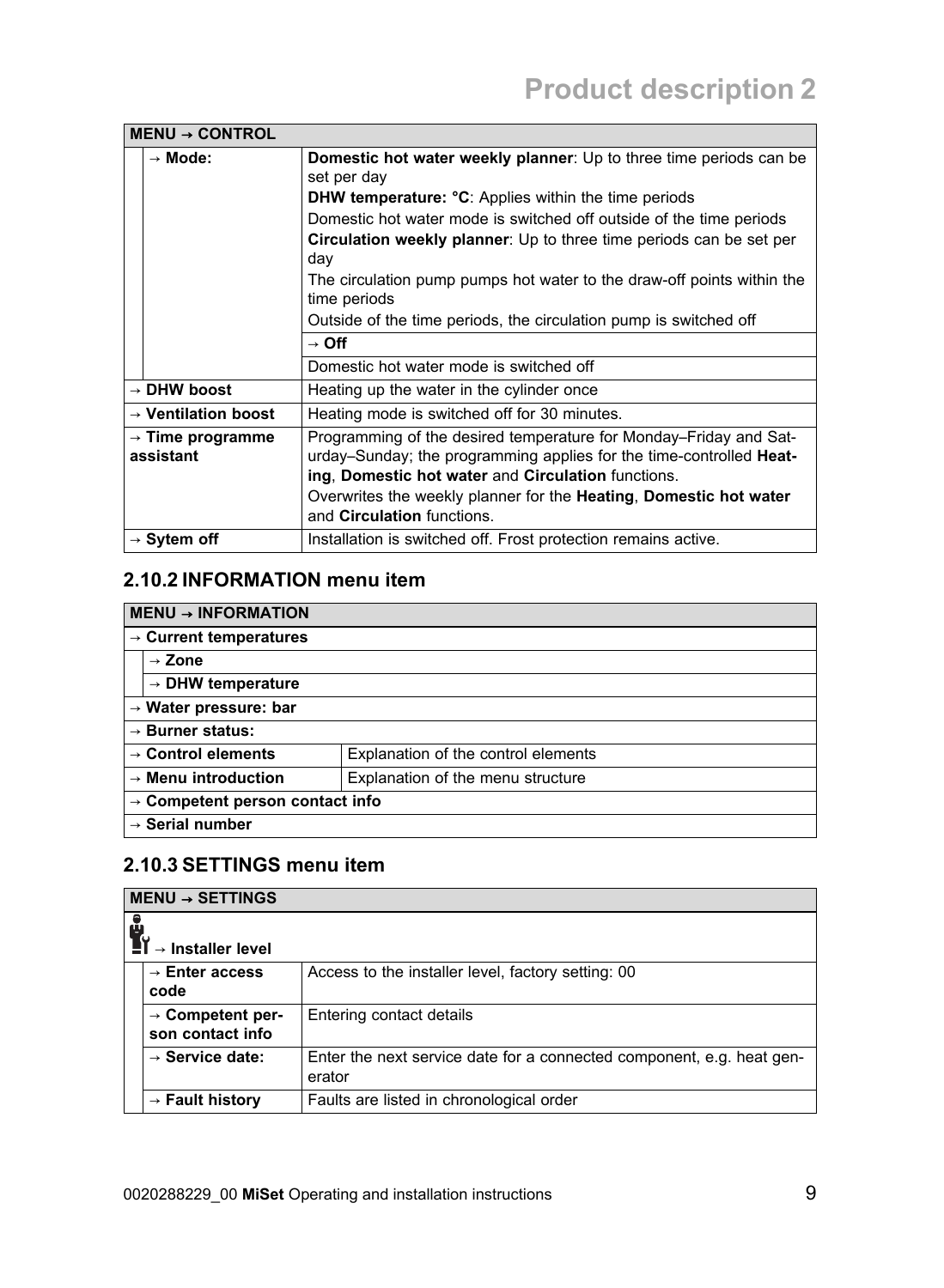| MENU → CONTROL | | |
|---|---|---|
| | → Mode: | **Domestic hot water weekly planner**: Up to three time periods can be set per day<br>**DHW temperature: °C**: Applies within the time periods<br>Domestic hot water mode is switched off outside of the time periods<br>**Circulation weekly planner**: Up to three time periods can be set per day<br>The circulation pump pumps hot water to the draw-off points within the time periods<br>Outside of the time periods, the circulation pump is switched off |
| | | **→ Off** |
| | | Domestic hot water mode is switched off |
| **→ DHW boost** | | Heating up the water in the cylinder once |
| **→ Ventilation boost** | | Heating mode is switched off for 30 minutes. |
| **→ Time programme assistant** | | Programming of the desired temperature for Monday–Friday and Saturday–Sunday; the programming applies for the time-controlled **Heating**, **Domestic hot water** and **Circulation** functions.<br>Overwrites the weekly planner for the **Heating**, **Domestic hot water** and **Circulation** functions. |
| **→ Sytem off** | | Installation is switched off. Frost protection remains active. |

### 2.10.2 INFORMATION menu item

| MENU → INFORMATION | | |
|---|---|---|
| **→ Current temperatures** | | |
| | **→ Zone** | |
| | **→ DHW temperature** | |
| **→ Water pressure: bar** | | |
| **→ Burner status:** | | |
| **→ Control elements** | | Explanation of the control elements |
| **→ Menu introduction** | | Explanation of the menu structure |
| **→ Competent person contact info** | | |
| **→ Serial number** | | |

### 2.10.3 SETTINGS menu item

| MENU → SETTINGS | | |
|---|---|---|
| **→ Installer level** | | |
| | **→ Enter access code** | Access to the installer level, factory setting: 00 |
| | **→ Competent person contact info** | Entering contact details |
| | **→ Service date:** | Enter the next service date for a connected component, e.g. heat generator |
| | **→ Fault history** | Faults are listed in chronological order |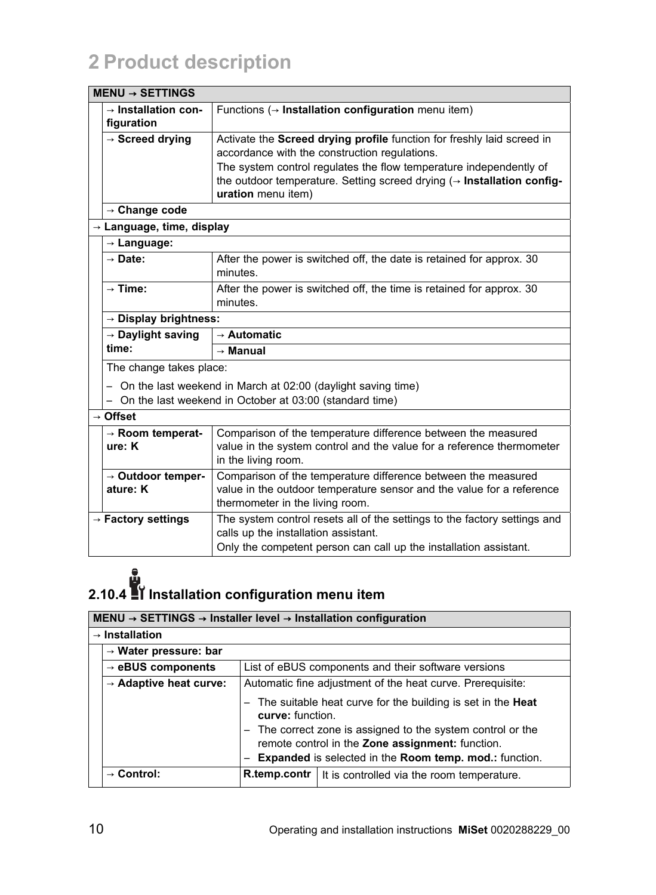# 2 Product description

| MENU → SETTINGS | | |
|---|---|---|
| | → **Installation configuration** | Functions (→ **Installation configuration** menu item) |
| | → **Screed drying** | Activate the **Screed drying profile** function for freshly laid screed in accordance with the construction regulations.<br>The system control regulates the flow temperature independently of the outdoor temperature. Setting screed drying (→ **Installation configuration** menu item) |
| | → **Change code** | |
| → **Language, time, display** | | |
| | → **Language:** | |
| | → **Date:** | After the power is switched off, the date is retained for approx. 30 minutes. |
| | → **Time:** | After the power is switched off, the time is retained for approx. 30 minutes. |
| | → **Display brightness:** | |
| | → **Daylight saving time:** | → **Automatic** |
| | | → **Manual** |
| | The change takes place:<br>– On the last weekend in March at 02:00 (daylight saving time)<br>– On the last weekend in October at 03:00 (standard time) | |
| → **Offset** | | |
| | → **Room temperature: K** | Comparison of the temperature difference between the measured value in the system control and the value for a reference thermometer in the living room. |
| | → **Outdoor temperature: K** | Comparison of the temperature difference between the measured value in the outdoor temperature sensor and the value for a reference thermometer in the living room. |
| → **Factory settings** | | The system control resets all of the settings to the factory settings and calls up the installation assistant.<br>Only the competent person can call up the installation assistant. |

### 2.10.4 Installation configuration menu item

| MENU → SETTINGS → Installer level → Installation configuration | | | |
|---|---|---|---|
| → **Installation** | | | |
| | → **Water pressure: bar** | | |
| | → **eBUS components** | List of eBUS components and their software versions | |
| | → **Adaptive heat curve:** | Automatic fine adjustment of the heat curve. Prerequisite:<br>– The suitable heat curve for the building is set in the **Heat curve:** function.<br>– The correct zone is assigned to the system control or the remote control in the **Zone assignment:** function.<br>– **Expanded** is selected in the **Room temp. mod.:** function. | |
| | → **Control:** | **R.temp.contr** | It is controlled via the room temperature. |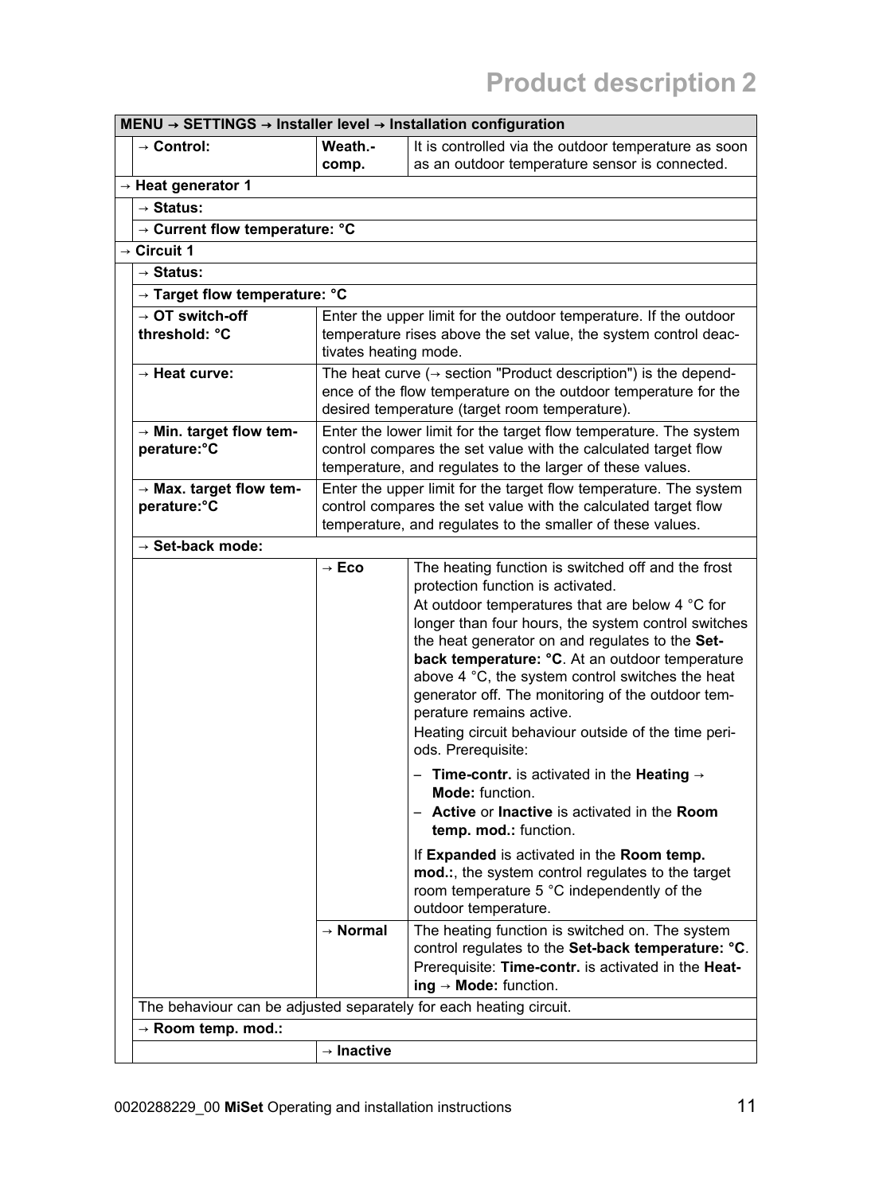| MENU → SETTINGS → Installer level → Installation configuration | | | |
|---|---|---|---|
| | → **Control:** | **Weath.-comp.** | It is controlled via the outdoor temperature as soon as an outdoor temperature sensor is connected. |
| → **Heat generator 1** | | | |
| | → **Status:** | | |
| | → **Current flow temperature: °C** | | |
| → **Circuit 1** | | | |
| | → **Status:** | | |
| | → **Target flow temperature: °C** | | |
| | → **OT switch-off threshold: °C** | Enter the upper limit for the outdoor temperature. If the outdoor temperature rises above the set value, the system control deactivates heating mode. | |
| | → **Heat curve:** | The heat curve (→ section "Product description") is the dependence of the flow temperature on the outdoor temperature for the desired temperature (target room temperature). | |
| | → **Min. target flow temperature:°C** | Enter the lower limit for the target flow temperature. The system control compares the set value with the calculated target flow temperature, and regulates to the larger of these values. | |
| | → **Max. target flow temperature:°C** | Enter the upper limit for the target flow temperature. The system control compares the set value with the calculated target flow temperature, and regulates to the smaller of these values. | |
| | → **Set-back mode:** | | |
| | | → **Eco** | The heating function is switched off and the frost protection function is activated.<br>At outdoor temperatures that are below 4 °C for longer than four hours, the system control switches the heat generator on and regulates to the **Set-back temperature: °C**. At an outdoor temperature above 4 °C, the system control switches the heat generator off. The monitoring of the outdoor temperature remains active.<br>Heating circuit behaviour outside of the time periods. Prerequisite:<br>– **Time-contr.** is activated in the **Heating** → **Mode:** function.<br>– **Active** or **Inactive** is activated in the **Room temp. mod.:** function.<br>If **Expanded** is activated in the **Room temp. mod.:**, the system control regulates to the target room temperature 5 °C independently of the outdoor temperature. |
| | | → **Normal** | The heating function is switched on. The system control regulates to the **Set-back temperature: °C**. Prerequisite: **Time-contr.** is activated in the **Heating** → **Mode:** function. |
| | The behaviour can be adjusted separately for each heating circuit. | | |
| | → **Room temp. mod.:** | | |
| | | → **Inactive** | |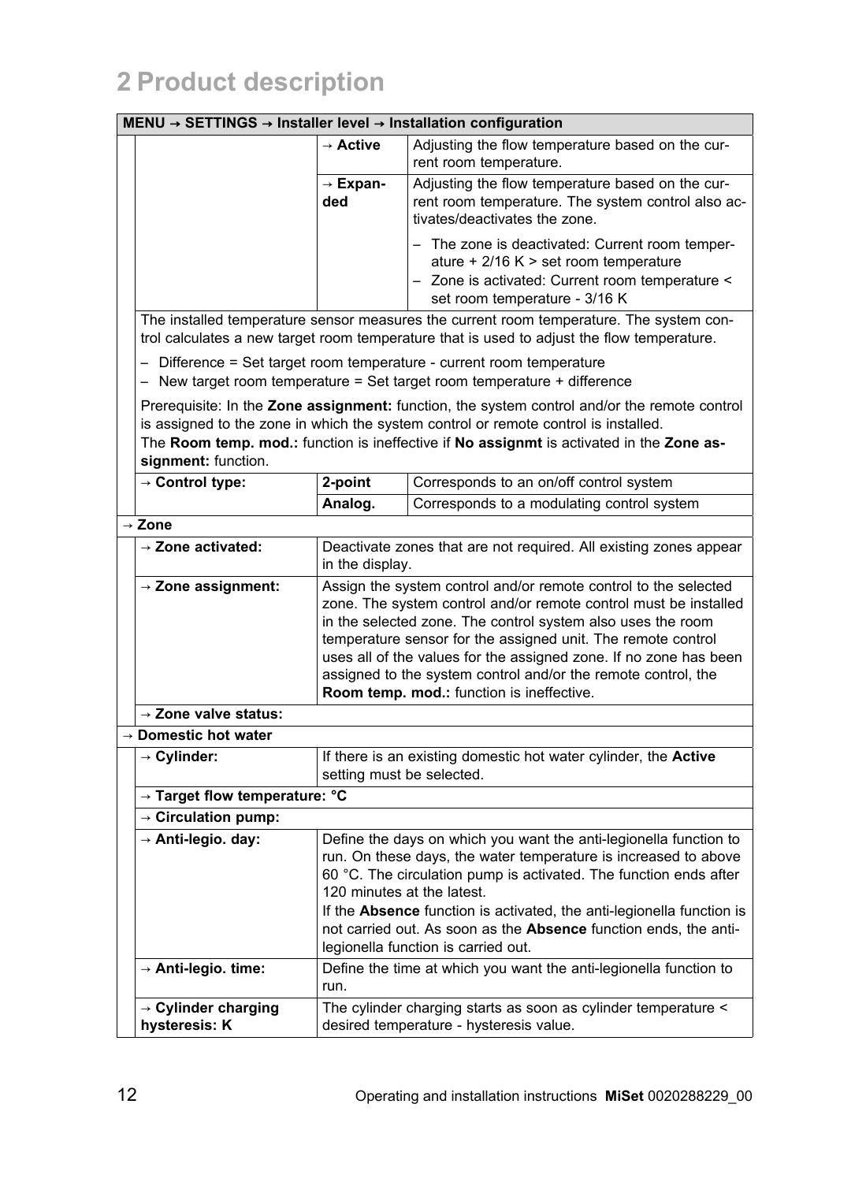# 2 Product description

| MENU → SETTINGS → Installer level → Installation configuration | | | |
|---|---|---|---|
| | | → **Active** | Adjusting the flow temperature based on the current room temperature. |
| | | → **Expanded** | Adjusting the flow temperature based on the current room temperature. The system control also activates/deactivates the zone.<br>– The zone is deactivated: Current room temperature + 2/16 K > set room temperature<br>– Zone is activated: Current room temperature < set room temperature - 3/16 K |
| | The installed temperature sensor measures the current room temperature. The system control calculates a new target room temperature that is used to adjust the flow temperature.<br>– Difference = Set target room temperature - current room temperature<br>– New target room temperature = Set target room temperature + difference<br>Prerequisite: In the **Zone assignment:** function, the system control and/or the remote control is assigned to the zone in which the system control or remote control is installed.<br>The **Room temp. mod.:** function is ineffective if **No assignmt** is activated in the **Zone assignment:** function. | | |
| | → **Control type:** | **2-point** | Corresponds to an on/off control system |
| | | **Analog.** | Corresponds to a modulating control system |
| → **Zone** | | | |
| | → **Zone activated:** | Deactivate zones that are not required. All existing zones appear in the display. | |
| | → **Zone assignment:** | Assign the system control and/or remote control to the selected zone. The system control and/or remote control must be installed in the selected zone. The control system also uses the room temperature sensor for the assigned unit. The remote control uses all of the values for the assigned zone. If no zone has been assigned to the system control and/or the remote control, the **Room temp. mod.:** function is ineffective. | |
| | → **Zone valve status:** | | |
| → **Domestic hot water** | | | |
| | → **Cylinder:** | If there is an existing domestic hot water cylinder, the **Active** setting must be selected. | |
| | → **Target flow temperature: °C** | | |
| | → **Circulation pump:** | | |
| | → **Anti-legio. day:** | Define the days on which you want the anti-legionella function to run. On these days, the water temperature is increased to above 60 °C. The circulation pump is activated. The function ends after 120 minutes at the latest.<br>If the **Absence** function is activated, the anti-legionella function is not carried out. As soon as the **Absence** function ends, the anti-legionella function is carried out. | |
| | → **Anti-legio. time:** | Define the time at which you want the anti-legionella function to run. | |
| | → **Cylinder charging hysteresis: K** | The cylinder charging starts as soon as cylinder temperature < desired temperature - hysteresis value. | |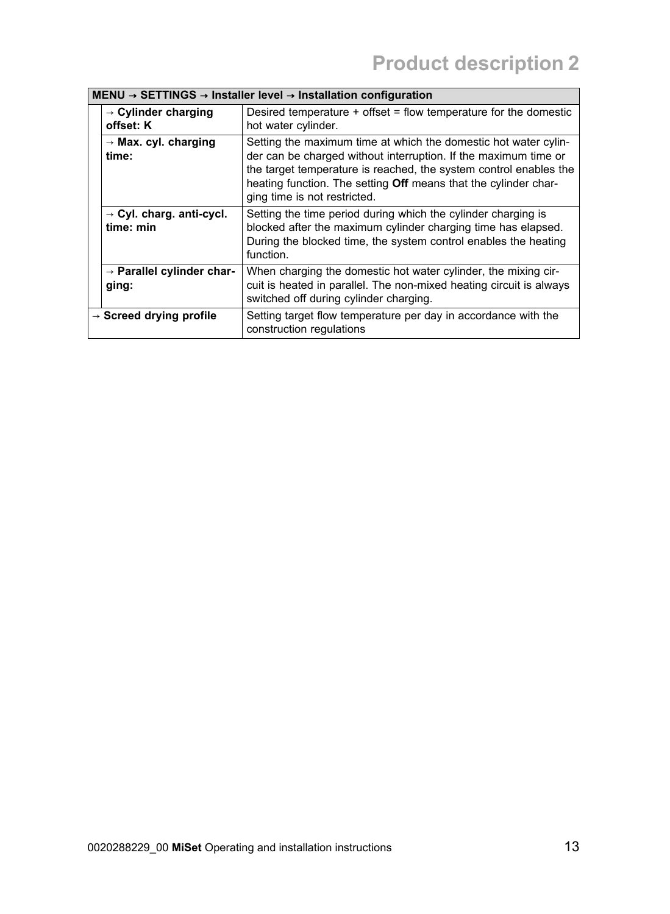| MENU → SETTINGS → Installer level → Installation configuration | | |
|---|---|---|
| | → **Cylinder charging offset: K** | Desired temperature + offset = flow temperature for the domestic hot water cylinder. |
| | → **Max. cyl. charging time:** | Setting the maximum time at which the domestic hot water cylinder can be charged without interruption. If the maximum time or the target temperature is reached, the system control enables the heating function. The setting **Off** means that the cylinder charging time is not restricted. |
| | → **Cyl. charg. anti-cycl. time: min** | Setting the time period during which the cylinder charging is blocked after the maximum cylinder charging time has elapsed. During the blocked time, the system control enables the heating function. |
| | → **Parallel cylinder charging:** | When charging the domestic hot water cylinder, the mixing circuit is heated in parallel. The non-mixed heating circuit is always switched off during cylinder charging. |
| → **Screed drying profile** | | Setting target flow temperature per day in accordance with the construction regulations |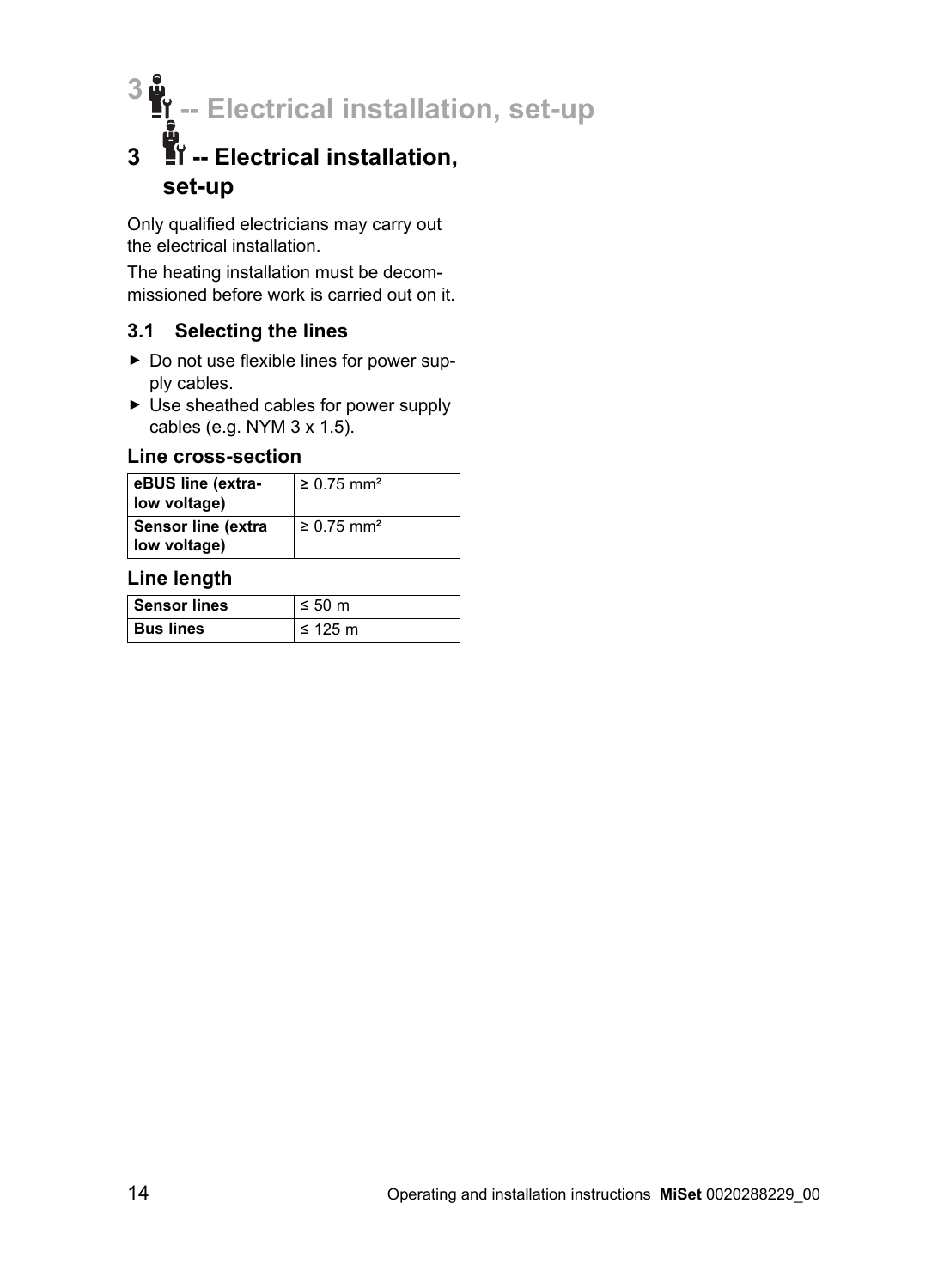# 3 -- Electrical installation, set-up

Only qualified electricians may carry out the electrical installation.

The heating installation must be decommissioned before work is carried out on it.

## 3.1 Selecting the lines

- Do not use flexible lines for power supply cables.
- Use sheathed cables for power supply cables (e.g. NYM 3 x 1.5).

### Line cross-section

| | |
|---|---|
| **eBUS line (extra-low voltage)** | ≥ 0.75 mm² |
| **Sensor line (extra low voltage)** | ≥ 0.75 mm² |

### Line length

| | |
|---|---|
| **Sensor lines** | ≤ 50 m |
| **Bus lines** | ≤ 125 m |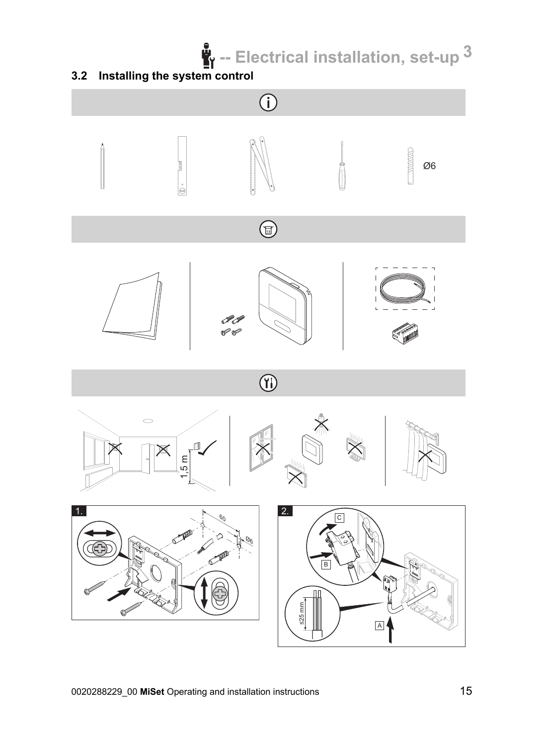## 3.2 Installing the system control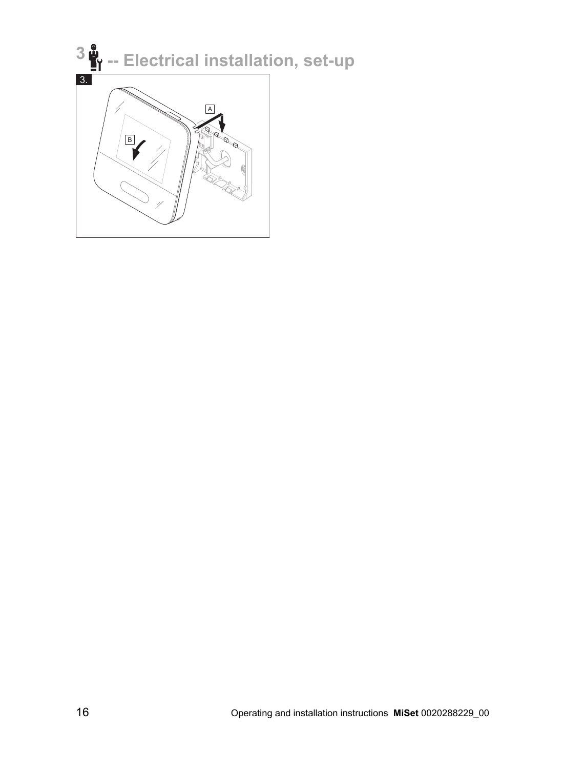# 3 -- Electrical installation, set-up

3.

A

B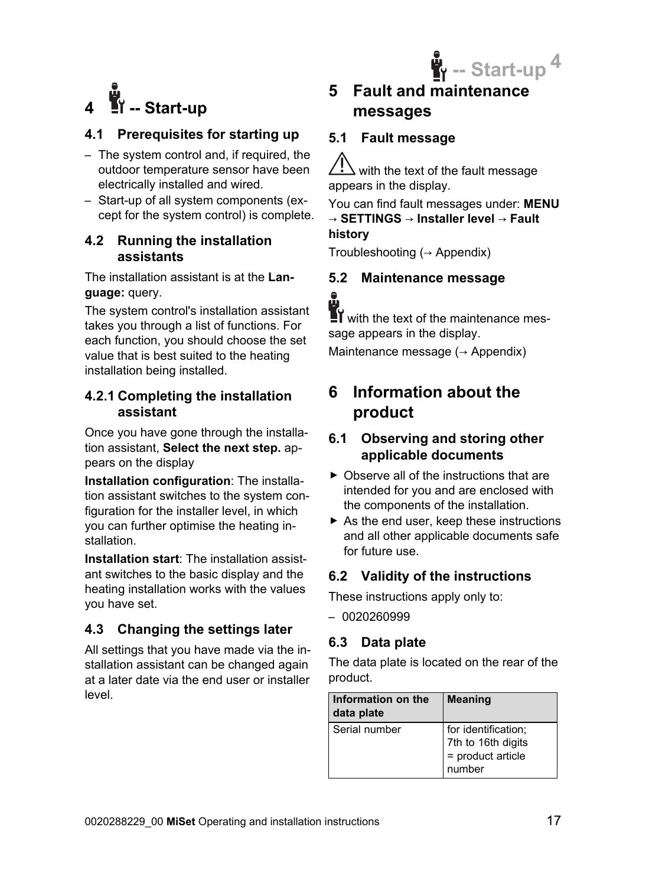# 4 -- Start-up

## 4.1 Prerequisites for starting up

- The system control and, if required, the outdoor temperature sensor have been electrically installed and wired.
- Start-up of all system components (except for the system control) is complete.

## 4.2 Running the installation assistants

The installation assistant is at the **Language:** query.

The system control's installation assistant takes you through a list of functions. For each function, you should choose the set value that is best suited to the heating installation being installed.

### 4.2.1 Completing the installation assistant

Once you have gone through the installation assistant, **Select the next step.** appears on the display

**Installation configuration**: The installation assistant switches to the system configuration for the installer level, in which you can further optimise the heating installation.

**Installation start**: The installation assistant switches to the basic display and the heating installation works with the values you have set.

## 4.3 Changing the settings later

All settings that you have made via the installation assistant can be changed again at a later date via the end user or installer level.

# 5 Fault and maintenance messages

## 5.1 Fault message

⚠ with the text of the fault message appears in the display.

You can find fault messages under: **MENU** → **SETTINGS** → **Installer level** → **Fault history**

Troubleshooting (→ Appendix)

## 5.2 Maintenance message

with the text of the maintenance message appears in the display.

Maintenance message (→ Appendix)

# 6 Information about the product

## 6.1 Observing and storing other applicable documents

- ▶ Observe all of the instructions that are intended for you and are enclosed with the components of the installation.
- ▶ As the end user, keep these instructions and all other applicable documents safe for future use.

## 6.2 Validity of the instructions

These instructions apply only to:

- 0020260999

## 6.3 Data plate

The data plate is located on the rear of the product.

| Information on the data plate | Meaning |
|---|---|
| Serial number | for identification; 7th to 16th digits = product article number |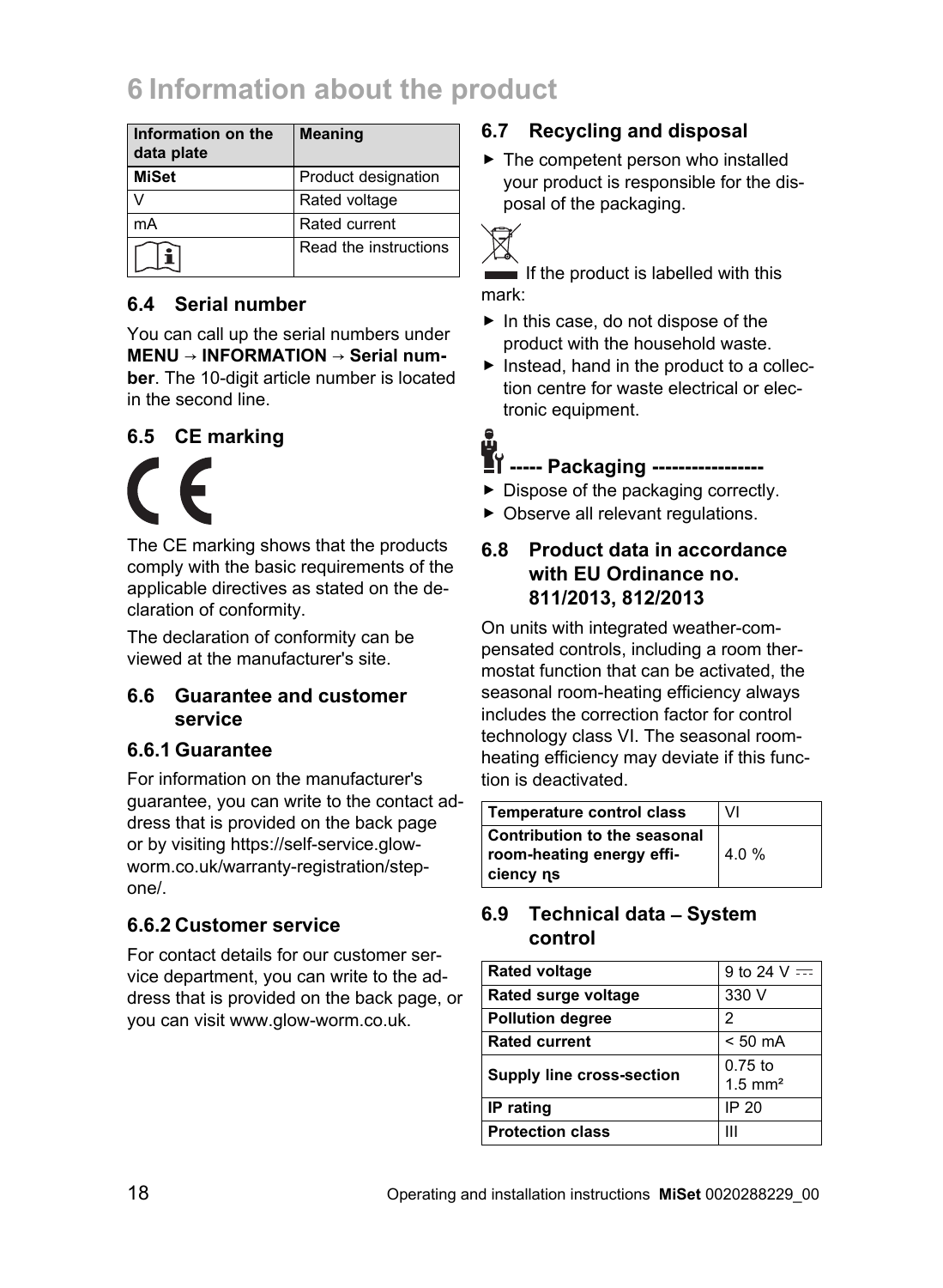# 6 Information about the product

| Information on the data plate | Meaning |
|---|---|
| **MiSet** | Product designation |
| V | Rated voltage |
| mA | Rated current |
| | Read the instructions |

## 6.4 Serial number

You can call up the serial numbers under **MENU → INFORMATION → Serial number**. The 10-digit article number is located in the second line.

## 6.5 CE marking

The CE marking shows that the products comply with the basic requirements of the applicable directives as stated on the declaration of conformity.

The declaration of conformity can be viewed at the manufacturer's site.

## 6.6 Guarantee and customer service

### 6.6.1 Guarantee

For information on the manufacturer's guarantee, you can write to the contact address that is provided on the back page or by visiting https://self-service.glow-worm.co.uk/warranty-registration/step-one/.

### 6.6.2 Customer service

For contact details for our customer service department, you can write to the address that is provided on the back page, or you can visit www.glow-worm.co.uk.

## 6.7 Recycling and disposal

- The competent person who installed your product is responsible for the disposal of the packaging.

If the product is labelled with this mark:

- In this case, do not dispose of the product with the household waste.
- Instead, hand in the product to a collection centre for waste electrical or electronic equipment.

**----- Packaging -----------------**

- Dispose of the packaging correctly.
- Observe all relevant regulations.

## 6.8 Product data in accordance with EU Ordinance no. 811/2013, 812/2013

On units with integrated weather-compensated controls, including a room thermostat function that can be activated, the seasonal room-heating efficiency always includes the correction factor for control technology class VI. The seasonal room-heating efficiency may deviate if this function is deactivated.

| Temperature control class | VI |
|---|---|
| **Contribution to the seasonal room-heating energy efficiency ηs** | 4.0 % |

## 6.9 Technical data – System control

| Rated voltage | 9 to 24 V ⎓ |
|---|---|
| **Rated surge voltage** | 330 V |
| **Pollution degree** | 2 |
| **Rated current** | < 50 mA |
| **Supply line cross-section** | 0.75 to 1.5 mm² |
| **IP rating** | IP 20 |
| **Protection class** | III |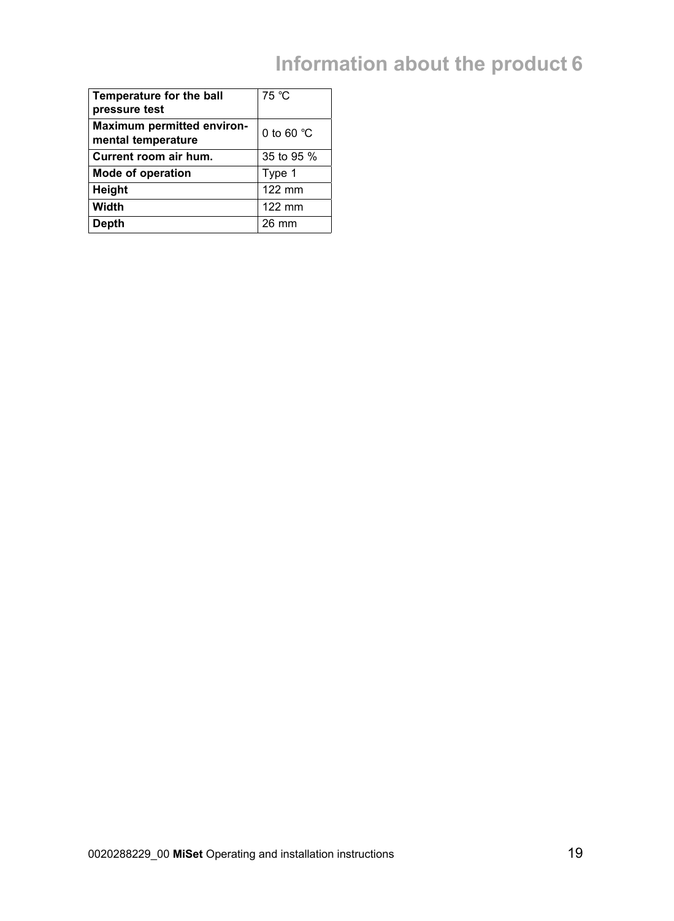| Temperature for the ball pressure test | 75 ℃ |
|---|---|
| Maximum permitted environmental temperature | 0 to 60 ℃ |
| Current room air hum. | 35 to 95 % |
| Mode of operation | Type 1 |
| Height | 122 mm |
| Width | 122 mm |
| Depth | 26 mm |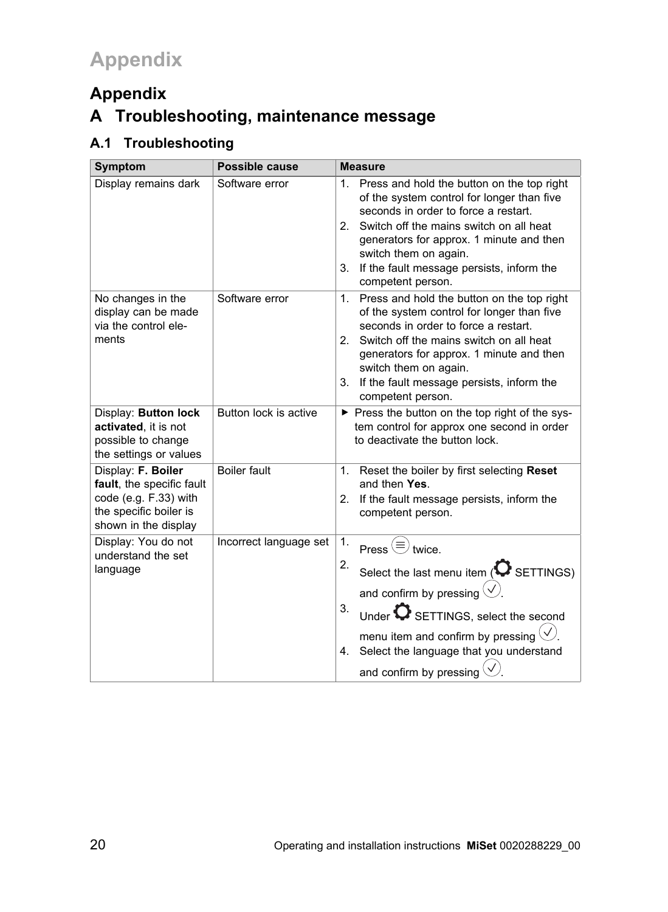# Appendix

## A Troubleshooting, maintenance message

### A.1 Troubleshooting

| Symptom | Possible cause | Measure |
| --- | --- | --- |
| Display remains dark | Software error | 1. Press and hold the button on the top right of the system control for longer than five seconds in order to force a restart.<br>2. Switch off the mains switch on all heat generators for approx. 1 minute and then switch them on again.<br>3. If the fault message persists, inform the competent person. |
| No changes in the display can be made via the control elements | Software error | 1. Press and hold the button on the top right of the system control for longer than five seconds in order to force a restart.<br>2. Switch off the mains switch on all heat generators for approx. 1 minute and then switch them on again.<br>3. If the fault message persists, inform the competent person. |
| Display: **Button lock activated**, it is not possible to change the settings or values | Button lock is active | ▶ Press the button on the top right of the system control for approx one second in order to deactivate the button lock. |
| Display: **F. Boiler fault**, the specific fault code (e.g. F.33) with the specific boiler is shown in the display | Boiler fault | 1. Reset the boiler by first selecting **Reset** and then **Yes**.<br>2. If the fault message persists, inform the competent person. |
| Display: You do not understand the set language | Incorrect language set | 1. Press ☰ twice.<br>2. Select the last menu item (⚙ SETTINGS) and confirm by pressing ✓.<br>3. Under ⚙ SETTINGS, select the second menu item and confirm by pressing ✓.<br>4. Select the language that you understand and confirm by pressing ✓. |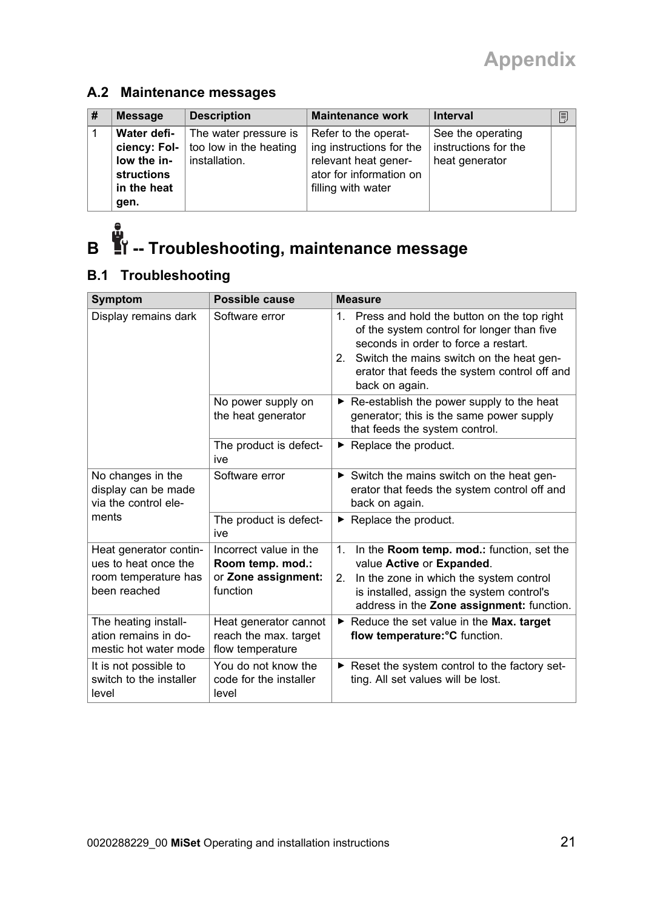## A.2 Maintenance messages

| # | Message | Description | Maintenance work | Interval | |
|---|---|---|---|---|---|
| 1 | **Water deficiency: Follow the instructions in the heat gen.** | The water pressure is too low in the heating installation. | Refer to the operating instructions for the relevant heat generator for information on filling with water | See the operating instructions for the heat generator | |

# B -- Troubleshooting, maintenance message

## B.1 Troubleshooting

| Symptom | Possible cause | Measure |
|---|---|---|
| Display remains dark | Software error | 1. Press and hold the button on the top right of the system control for longer than five seconds in order to force a restart.<br>2. Switch the mains switch on the heat generator that feeds the system control off and back on again. |
| | No power supply on the heat generator | ▶ Re-establish the power supply to the heat generator; this is the same power supply that feeds the system control. |
| | The product is defective | ▶ Replace the product. |
| No changes in the display can be made via the control elements | Software error | ▶ Switch the mains switch on the heat generator that feeds the system control off and back on again. |
| | The product is defective | ▶ Replace the product. |
| Heat generator continues to heat once the room temperature has been reached | Incorrect value in the **Room temp. mod.:** or **Zone assignment:** function | 1. In the **Room temp. mod.:** function, set the value **Active** or **Expanded**.<br>2. In the zone in which the system control is installed, assign the system control's address in the **Zone assignment:** function. |
| The heating installation remains in domestic hot water mode | Heat generator cannot reach the max. target flow temperature | ▶ Reduce the set value in the **Max. target flow temperature:°C** function. |
| It is not possible to switch to the installer level | You do not know the code for the installer level | ▶ Reset the system control to the factory setting. All set values will be lost. |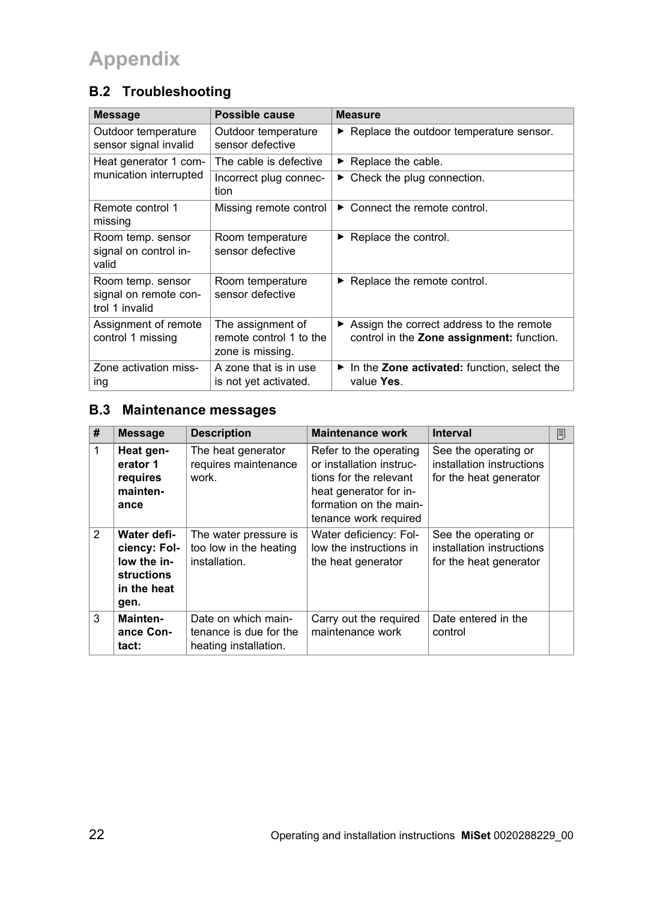# Appendix

## B.2 Troubleshooting

| Message | Possible cause | Measure |
|---|---|---|
| Outdoor temperature sensor signal invalid | Outdoor temperature sensor defective | ▶ Replace the outdoor temperature sensor. |
| Heat generator 1 communication interrupted | The cable is defective | ▶ Replace the cable. |
| | Incorrect plug connection | ▶ Check the plug connection. |
| Remote control 1 missing | Missing remote control | ▶ Connect the remote control. |
| Room temp. sensor signal on control invalid | Room temperature sensor defective | ▶ Replace the control. |
| Room temp. sensor signal on remote control 1 invalid | Room temperature sensor defective | ▶ Replace the remote control. |
| Assignment of remote control 1 missing | The assignment of remote control 1 to the zone is missing. | ▶ Assign the correct address to the remote control in the **Zone assignment:** function. |
| Zone activation missing | A zone that is in use is not yet activated. | ▶ In the **Zone activated:** function, select the value **Yes**. |

## B.3 Maintenance messages

| # | Message | Description | Maintenance work | Interval | |
|---|---|---|---|---|---|
| 1 | **Heat generator 1 requires maintenance** | The heat generator requires maintenance work. | Refer to the operating or installation instructions for the relevant heat generator for information on the maintenance work required | See the operating or installation instructions for the heat generator | |
| 2 | **Water deficiency: Follow the instructions in the heat gen.** | The water pressure is too low in the heating installation. | Water deficiency: Follow the instructions in the heat generator | See the operating or installation instructions for the heat generator | |
| 3 | **Maintenance Contact:** | Date on which maintenance is due for the heating installation. | Carry out the required maintenance work | Date entered in the control | |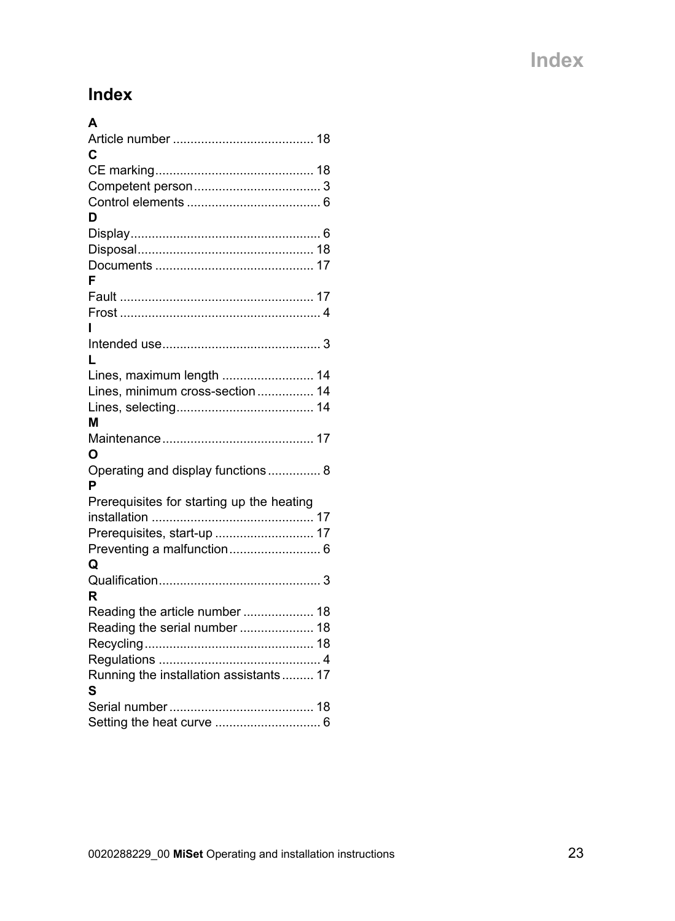# Index

**A**

Article number ........................................ 18

**C**

CE marking............................................ 18
Competent person.................................... 3
Control elements ...................................... 6

**D**

Display...................................................... 6
Disposal.................................................. 18
Documents ............................................. 17

**F**

Fault ....................................................... 17
Frost ......................................................... 4

**I**

Intended use............................................. 3

**L**

Lines, maximum length .......................... 14
Lines, minimum cross-section ................ 14
Lines, selecting....................................... 14

**M**

Maintenance ........................................... 17

**O**

Operating and display functions ............... 8

**P**

Prerequisites for starting up the heating installation .............................................. 17
Prerequisites, start-up ............................ 17
Preventing a malfunction.......................... 6

**Q**

Qualification.............................................. 3

**R**

Reading the article number .................... 18
Reading the serial number ..................... 18
Recycling................................................ 18
Regulations .............................................. 4
Running the installation assistants......... 17

**S**

Serial number ......................................... 18
Setting the heat curve .............................. 6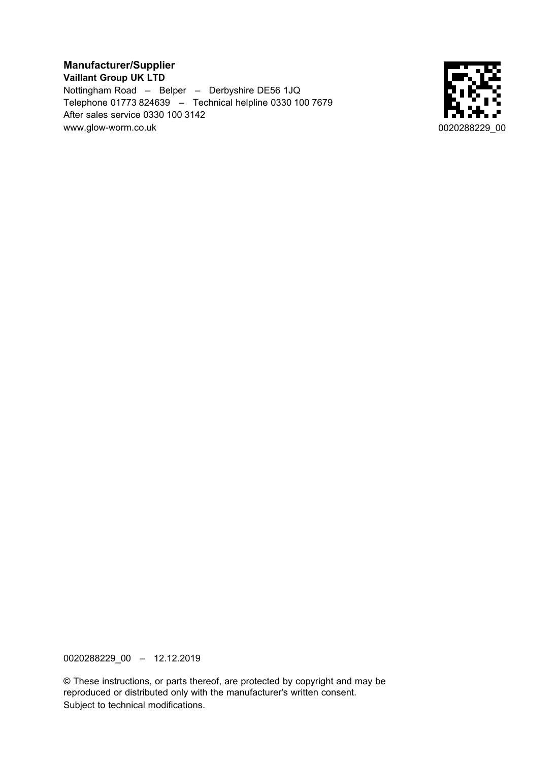**Manufacturer/Supplier**

**Vaillant Group UK LTD**

Nottingham Road – Belper – Derbyshire DE56 1JQ
Telephone 01773 824639 – Technical helpline 0330 100 7679
After sales service 0330 100 3142
www.glow-worm.co.uk

0020288229_00

0020288229_00 – 12.12.2019

© These instructions, or parts thereof, are protected by copyright and may be reproduced or distributed only with the manufacturer's written consent.
Subject to technical modifications.